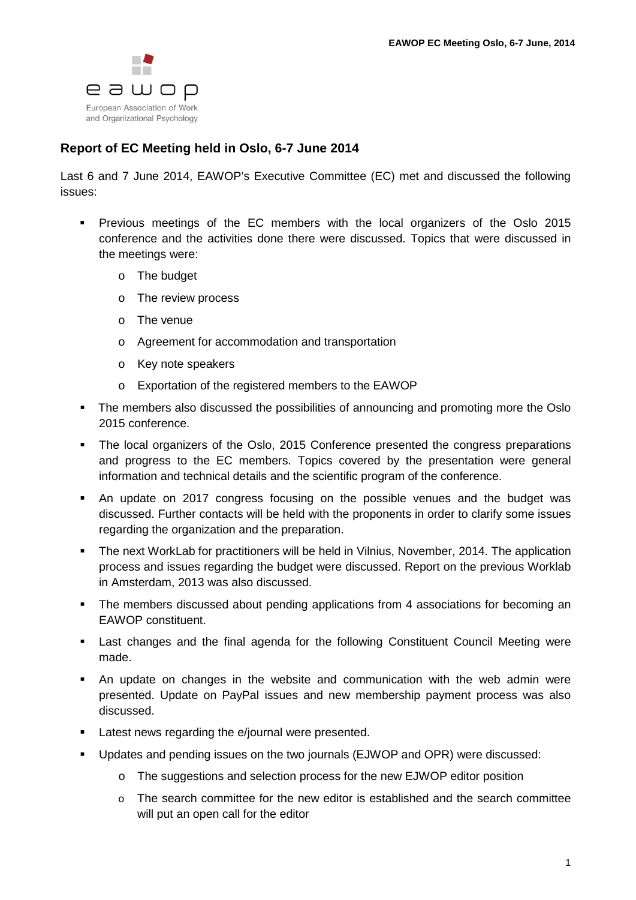## Report of EC Meeting held in Oslo, 6-7 June 2014

Last 6 and 7 June 2014, EAWOP's Executive Committee (EC) met and discussed the following issues:

- Previous meetings of the EC members with the local organizers of the Oslo 2015 conference and the activities done there were discussed. Topics that were discussed in the meetings were:
  - The budget
  - The review process
  - The venue
  - Agreement for accommodation and transportation
  - Key note speakers
  - Exportation of the registered members to the EAWOP
- The members also discussed the possibilities of announcing and promoting more the Oslo 2015 conference.
- The local organizers of the Oslo, 2015 Conference presented the congress preparations and progress to the EC members. Topics covered by the presentation were general information and technical details and the scientific program of the conference.
- An update on 2017 congress focusing on the possible venues and the budget was discussed. Further contacts will be held with the proponents in order to clarify some issues regarding the organization and the preparation.
- The next WorkLab for practitioners will be held in Vilnius, November, 2014. The application process and issues regarding the budget were discussed. Report on the previous Worklab in Amsterdam, 2013 was also discussed.
- The members discussed about pending applications from 4 associations for becoming an EAWOP constituent.
- Last changes and the final agenda for the following Constituent Council Meeting were made.
- An update on changes in the website and communication with the web admin were presented. Update on PayPal issues and new membership payment process was also discussed.
- Latest news regarding the e/journal were presented.
- Updates and pending issues on the two journals (EJWOP and OPR) were discussed:
  - The suggestions and selection process for the new EJWOP editor position
  - The search committee for the new editor is established and the search committee will put an open call for the editor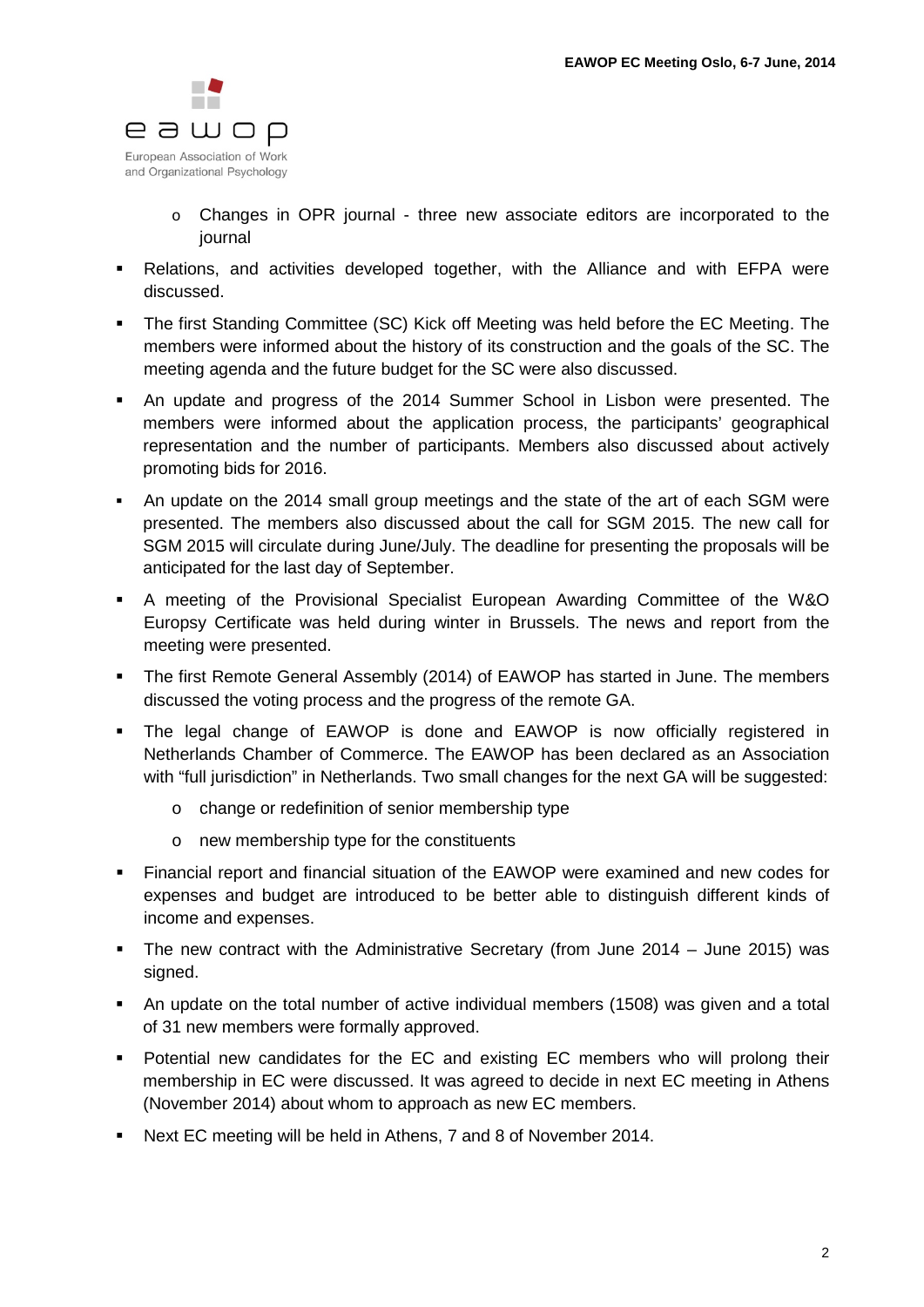- Changes in OPR journal - three new associate editors are incorporated to the journal

- Relations, and activities developed together, with the Alliance and with EFPA were discussed.
- The first Standing Committee (SC) Kick off Meeting was held before the EC Meeting. The members were informed about the history of its construction and the goals of the SC. The meeting agenda and the future budget for the SC were also discussed.
- An update and progress of the 2014 Summer School in Lisbon were presented. The members were informed about the application process, the participants' geographical representation and the number of participants. Members also discussed about actively promoting bids for 2016.
- An update on the 2014 small group meetings and the state of the art of each SGM were presented. The members also discussed about the call for SGM 2015. The new call for SGM 2015 will circulate during June/July. The deadline for presenting the proposals will be anticipated for the last day of September.
- A meeting of the Provisional Specialist European Awarding Committee of the W&O Europsy Certificate was held during winter in Brussels. The news and report from the meeting were presented.
- The first Remote General Assembly (2014) of EAWOP has started in June. The members discussed the voting process and the progress of the remote GA.
- The legal change of EAWOP is done and EAWOP is now officially registered in Netherlands Chamber of Commerce. The EAWOP has been declared as an Association with "full jurisdiction" in Netherlands. Two small changes for the next GA will be suggested:
  - change or redefinition of senior membership type
  - new membership type for the constituents
- Financial report and financial situation of the EAWOP were examined and new codes for expenses and budget are introduced to be better able to distinguish different kinds of income and expenses.
- The new contract with the Administrative Secretary (from June 2014 – June 2015) was signed.
- An update on the total number of active individual members (1508) was given and a total of 31 new members were formally approved.
- Potential new candidates for the EC and existing EC members who will prolong their membership in EC were discussed. It was agreed to decide in next EC meeting in Athens (November 2014) about whom to approach as new EC members.
- Next EC meeting will be held in Athens, 7 and 8 of November 2014.